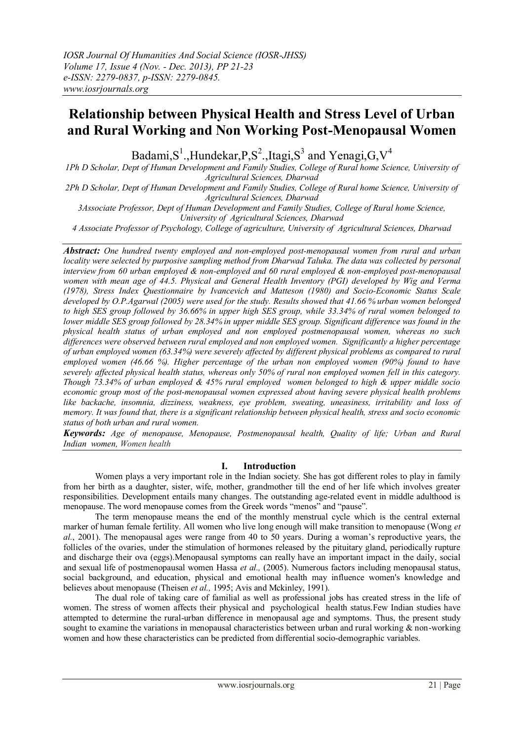# Relationship between Physical Health and Stress Level of Urban and Rural Working and Non Working Post-Menopausal Women

Badami,S[1].,Hundekar,P,S[2].,Itagi,S[3] and Yenagi,G,V[4]

1Ph D Scholar, Dept of Human Development and Family Studies, College of Rural home Science, University of Agricultural Sciences, Dharwad

2Ph D Scholar, Dept of Human Development and Family Studies, College of Rural home Science, University of Agricultural Sciences, Dharwad

3Associate Professor, Dept of Human Development and Family Studies, College of Rural home Science, University of Agricultural Sciences, Dharwad

4 Associate Professor of Psychology, College of agriculture, University of Agricultural Sciences, Dharwad

***Abstract:*** *One hundred twenty employed and non-employed post-menopausal women from rural and urban locality were selected by purposive sampling method from Dharwad Taluka. The data was collected by personal interview from 60 urban employed & non-employed and 60 rural employed & non-employed post-menopausal women with mean age of 44.5. Physical and General Health Inventory (PGI) developed by Wig and Verma (1978), Stress Index Questionnaire by Ivancevich and Matteson (1980) and Socio-Economic Status Scale developed by O.P.Agarwal (2005) were used for the study. Results showed that 41.66 % urban women belonged to high SES group followed by 36.66% in upper high SES group, while 33.34% of rural women belonged to lower middle SES group followed by 28.34% in upper middle SES group. Significant difference was found in the physical health status of urban employed and non employed postmenopausal women, whereas no such differences were observed between rural employed and non employed women. Significantly a higher percentage of urban employed women (63.34%) were severely affected by different physical problems as compared to rural employed women (46.66 %). Higher percentage of the urban non employed women (90%) found to have severely affected physical health status, whereas only 50% of rural non employed women fell in this category. Though 73.34% of urban employed & 45% rural employed women belonged to high & upper middle socio economic group most of the post-menopausal women expressed about having severe physical health problems like backache, insomnia, dizziness, weakness, eye problem, sweating, uneasiness, irritability and loss of memory. It was found that, there is a significant relationship between physical health, stress and socio economic status of both urban and rural women.*

***Keywords:*** *Age of menopause, Menopause, Postmenopausal health, Quality of life; Urban and Rural Indian women, Women health*

## I. Introduction

Women plays a very important role in the Indian society. She has got different roles to play in family from her birth as a daughter, sister, wife, mother, grandmother till the end of her life which involves greater responsibilities. Development entails many changes. The outstanding age-related event in middle adulthood is menopause. The word menopause comes from the Greek words "menos" and "pause".

The term menopause means the end of the monthly menstrual cycle which is the central external marker of human female fertility. All women who live long enough will make transition to menopause (Wong *et al.*, 2001). The menopausal ages were range from 40 to 50 years. During a woman's reproductive years, the follicles of the ovaries, under the stimulation of hormones released by the pituitary gland, periodically rupture and discharge their ova (eggs).Menopausal symptoms can really have an important impact in the daily, social and sexual life of postmenopausal women Hassa *et al.,* (2005). Numerous factors including menopausal status, social background, and education, physical and emotional health may influence women's knowledge and believes about menopause (Theisen *et al.,* 1995; Avis and Mckinley, 1991).

The dual role of taking care of familial as well as professional jobs has created stress in the life of women. The stress of women affects their physical and psychological health status.Few Indian studies have attempted to determine the rural-urban difference in menopausal age and symptoms. Thus, the present study sought to examine the variations in menopausal characteristics between urban and rural working & non-working women and how these characteristics can be predicted from differential socio-demographic variables.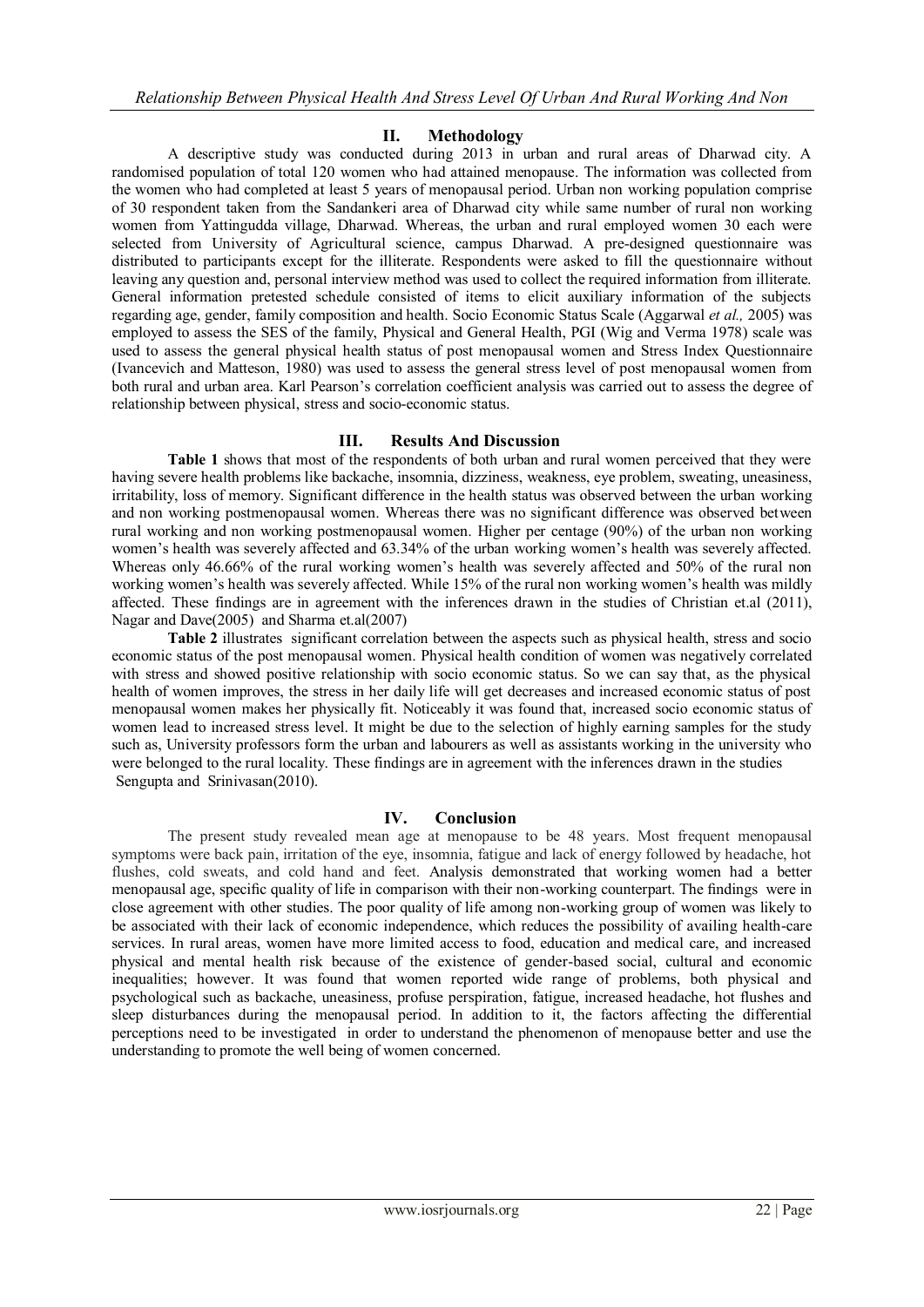## II. Methodology

A descriptive study was conducted during 2013 in urban and rural areas of Dharwad city. A randomised population of total 120 women who had attained menopause. The information was collected from the women who had completed at least 5 years of menopausal period. Urban non working population comprise of 30 respondent taken from the Sandankeri area of Dharwad city while same number of rural non working women from Yattingudda village, Dharwad. Whereas, the urban and rural employed women 30 each were selected from University of Agricultural science, campus Dharwad. A pre-designed questionnaire was distributed to participants except for the illiterate. Respondents were asked to fill the questionnaire without leaving any question and, personal interview method was used to collect the required information from illiterate. General information pretested schedule consisted of items to elicit auxiliary information of the subjects regarding age, gender, family composition and health. Socio Economic Status Scale (Aggarwal *et al.,* 2005) was employed to assess the SES of the family, Physical and General Health, PGI (Wig and Verma 1978) scale was used to assess the general physical health status of post menopausal women and Stress Index Questionnaire (Ivancevich and Matteson, 1980) was used to assess the general stress level of post menopausal women from both rural and urban area. Karl Pearson's correlation coefficient analysis was carried out to assess the degree of relationship between physical, stress and socio-economic status.

## III. Results And Discussion

**Table 1** shows that most of the respondents of both urban and rural women perceived that they were having severe health problems like backache, insomnia, dizziness, weakness, eye problem, sweating, uneasiness, irritability, loss of memory. Significant difference in the health status was observed between the urban working and non working postmenopausal women. Whereas there was no significant difference was observed between rural working and non working postmenopausal women. Higher per centage (90%) of the urban non working women's health was severely affected and 63.34% of the urban working women's health was severely affected. Whereas only 46.66% of the rural working women's health was severely affected and 50% of the rural non working women's health was severely affected. While 15% of the rural non working women's health was mildly affected. These findings are in agreement with the inferences drawn in the studies of Christian et.al (2011), Nagar and Dave(2005) and Sharma et.al(2007)

**Table 2** illustrates significant correlation between the aspects such as physical health, stress and socio economic status of the post menopausal women. Physical health condition of women was negatively correlated with stress and showed positive relationship with socio economic status. So we can say that, as the physical health of women improves, the stress in her daily life will get decreases and increased economic status of post menopausal women makes her physically fit. Noticeably it was found that, increased socio economic status of women lead to increased stress level. It might be due to the selection of highly earning samples for the study such as, University professors form the urban and labourers as well as assistants working in the university who were belonged to the rural locality. These findings are in agreement with the inferences drawn in the studies Sengupta and Srinivasan(2010).

## IV. Conclusion

The present study revealed mean age at menopause to be 48 years. Most frequent menopausal symptoms were back pain, irritation of the eye, insomnia, fatigue and lack of energy followed by headache, hot flushes, cold sweats, and cold hand and feet. Analysis demonstrated that working women had a better menopausal age, specific quality of life in comparison with their non-working counterpart. The findings were in close agreement with other studies. The poor quality of life among non-working group of women was likely to be associated with their lack of economic independence, which reduces the possibility of availing health-care services. In rural areas, women have more limited access to food, education and medical care, and increased physical and mental health risk because of the existence of gender-based social, cultural and economic inequalities; however. It was found that women reported wide range of problems, both physical and psychological such as backache, uneasiness, profuse perspiration, fatigue, increased headache, hot flushes and sleep disturbances during the menopausal period. In addition to it, the factors affecting the differential perceptions need to be investigated in order to understand the phenomenon of menopause better and use the understanding to promote the well being of women concerned.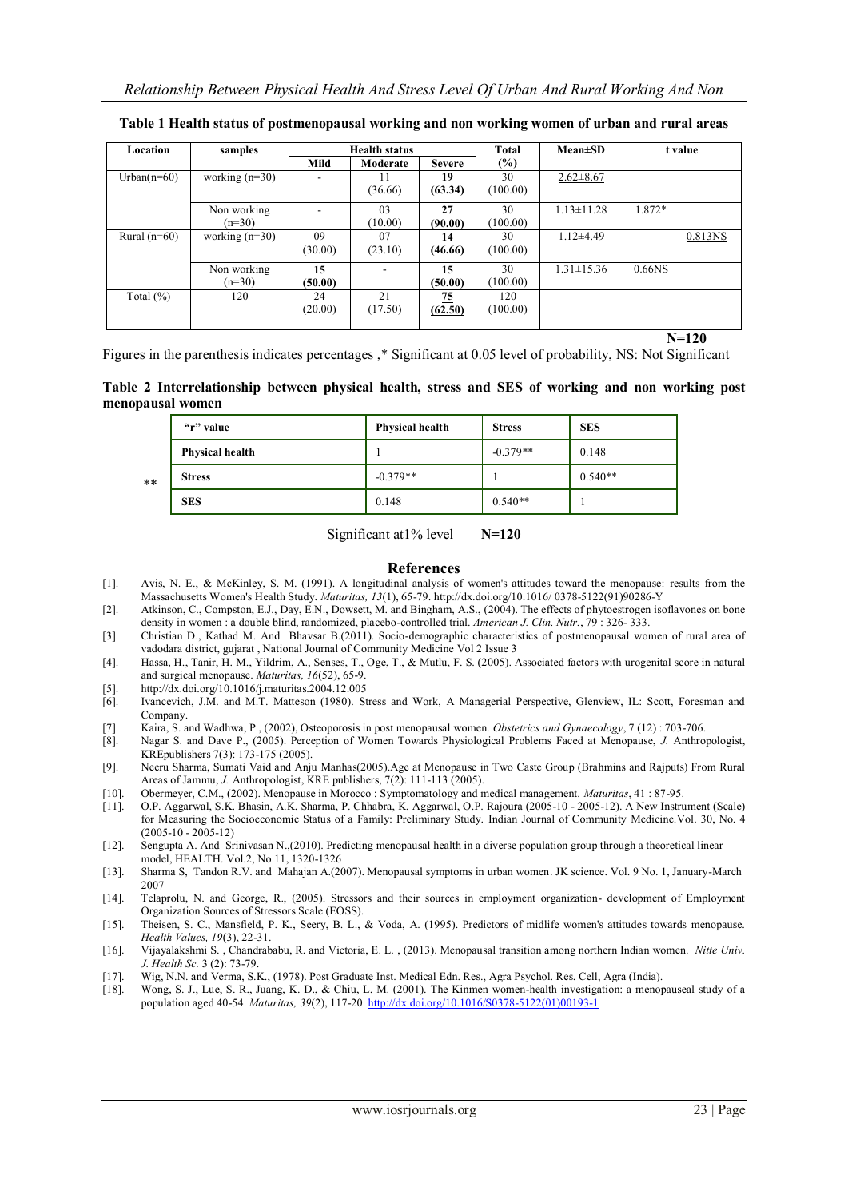**Table 1 Health status of postmenopausal working and non working women of urban and rural areas**

| Location | samples | Health status | | | Total (%) | Mean±SD | t value | |
|---|---|---|---|---|---|---|---|---|
| | | Mild | Moderate | Severe | | | | |
| Urban(n=60) | working (n=30) | - | 11 (36.66) | **19 (63.34)** | 30 (100.00) | 2.62±8.67 | | |
| | Non working (n=30) | - | 03 (10.00) | **27 (90.00)** | 30 (100.00) | 1.13±11.28 | 1.872* | |
| Rural (n=60) | working (n=30) | 09 (30.00) | 07 (23.10) | **14 (46.66)** | 30 (100.00) | 1.12±4.49 | | 0.813NS |
| | Non working (n=30) | **15 (50.00)** | - | **15 (50.00)** | 30 (100.00) | 1.31±15.36 | 0.66NS | |
| Total (%) | 120 | 24 (20.00) | 21 (17.50) | **75 (62.50)** | 120 (100.00) | | | |

**N=120**

Figures in the parenthesis indicates percentages ,* Significant at 0.05 level of probability, NS: Not Significant

**Table 2 Interrelationship between physical health, stress and SES of working and non working post menopausal women**

| "r" value | Physical health | Stress | SES |
|---|---|---|---|
| **Physical health** | 1 | -0.379** | 0.148 |
| **Stress** | -0.379** | 1 | 0.540** |
| **SES** | 0.148 | 0.540** | 1 |

** Significant at1% level **N=120**

## References

[1]. Avis, N. E., & McKinley, S. M. (1991). A longitudinal analysis of women's attitudes toward the menopause: results from the Massachusetts Women's Health Study. *Maturitas, 13*(1), 65-79. http://dx.doi.org/10.1016/ 0378-5122(91)90286-Y

[2]. Atkinson, C., Compston, E.J., Day, E.N., Dowsett, M. and Bingham, A.S., (2004). The effects of phytoestrogen isoflavones on bone density in women : a double blind, randomized, placebo-controlled trial. *American J. Clin. Nutr.*, 79 : 326- 333.

[3]. Christian D., Kathad M. And Bhavsar B.(2011). Socio-demographic characteristics of postmenopausal women of rural area of vadodara district, gujarat , National Journal of Community Medicine Vol 2 Issue 3

[4]. Hassa, H., Tanir, H. M., Yildrim, A., Senses, T., Oge, T., & Mutlu, F. S. (2005). Associated factors with urogenital score in natural and surgical menopause. *Maturitas, 16*(52), 65-9.

[5]. http://dx.doi.org/10.1016/j.maturitas.2004.12.005

[6]. Ivancevich, J.M. and M.T. Matteson (1980). Stress and Work, A Managerial Perspective, Glenview, IL: Scott, Foresman and Company.

[7]. Kaira, S. and Wadhwa, P., (2002), Osteoporosis in post menopausal women. *Obstetrics and Gynaecology*, 7 (12) : 703-706.

[8]. Nagar S. and Dave P., (2005). Perception of Women Towards Physiological Problems Faced at Menopause, *J.* Anthropologist, KREpublishers 7(3): 173-175 (2005).

[9]. Neeru Sharma, Sumati Vaid and Anju Manhas(2005).Age at Menopause in Two Caste Group (Brahmins and Rajputs) From Rural Areas of Jammu, *J.* Anthropologist, KRE publishers, 7(2): 111-113 (2005).

[10]. Obermeyer, C.M., (2002). Menopause in Morocco : Symptomatology and medical management. *Maturitas*, 41 : 87-95.

[11]. O.P. Aggarwal, S.K. Bhasin, A.K. Sharma, P. Chhabra, K. Aggarwal, O.P. Rajoura (2005-10 - 2005-12). A New Instrument (Scale) for Measuring the Socioeconomic Status of a Family: Preliminary Study. Indian Journal of Community Medicine.Vol. 30, No. 4 (2005-10 - 2005-12)

[12]. Sengupta A. And Srinivasan N.,(2010). Predicting menopausal health in a diverse population group through a theoretical linear model, HEALTH. Vol.2, No.11, 1320-1326

[13]. Sharma S, Tandon R.V. and Mahajan A.(2007). Menopausal symptoms in urban women. JK science. Vol. 9 No. 1, January-March 2007

[14]. Telaprolu, N. and George, R., (2005). Stressors and their sources in employment organization- development of Employment Organization Sources of Stressors Scale (EOSS).

[15]. Theisen, S. C., Mansfield, P. K., Seery, B. L., & Voda, A. (1995). Predictors of midlife women's attitudes towards menopause. *Health Values, 19*(3), 22-31.

[16]. Vijayalakshmi S. , Chandrababu, R. and Victoria, E. L. , (2013). Menopausal transition among northern Indian women. *Nitte Univ. J. Health Sc.* 3 (2): 73-79.

[17]. Wig, N.N. and Verma, S.K., (1978). Post Graduate Inst. Medical Edn. Res., Agra Psychol. Res. Cell, Agra (India).

[18]. Wong, S. J., Lue, S. R., Juang, K. D., & Chiu, L. M. (2001). The Kinmen women-health investigation: a menopauseal study of a population aged 40-54. *Maturitas, 39*(2), 117-20. http://dx.doi.org/10.1016/S0378-5122(01)00193-1